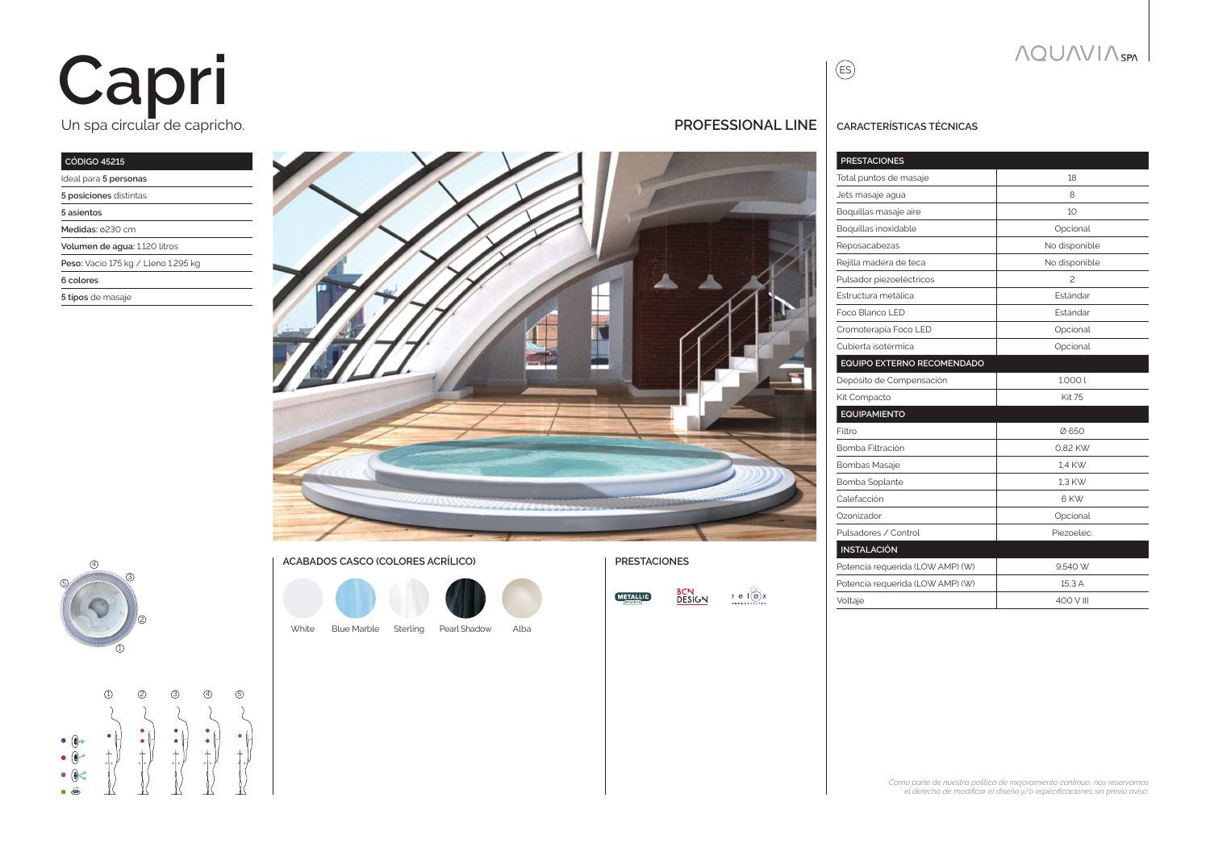# Capri

Un spa circular de capricho.

## PROFESSIONAL LINE

| CÓDIGO 45215 |
|---|
| Ideal para **5 personas** |
| **5 posiciones** distintas |
| **5 asientos** |
| **Medidas:** ø230 cm |
| **Volumen de agua:** 1.120 litros |
| **Peso:** Vacío 175 kg / Lleno 1.295 kg |
| **6 colores** |
| **5 tipos** de masaje |

### ACABADOS CASCO (COLORES ACRÍLICO)

White, Blue Marble, Sterling, Pearl Shadow, Alba

### PRESTACIONES

METALLIC structure, BCN DESIGN, relax

### CARACTERÍSTICAS TÉCNICAS

| PRESTACIONES | |
|---|---|
| Total puntos de masaje | 18 |
| Jets masaje agua | 8 |
| Boquillas masaje aire | 10 |
| Boquillas inoxidable | Opcional |
| Reposacabezas | No disponible |
| Rejilla madera de teca | No disponible |
| Pulsador piezoeléctricos | 2 |
| Estructura metálica | Estándar |
| Foco Blanco LED | Estándar |
| Cromoterapia Foco LED | Opcional |
| Cubierta isotérmica | Opcional |
| **EQUIPO EXTERNO RECOMENDADO** | |
| Depósito de Compensación | 1.000 l |
| Kit Compacto | Kit 75 |
| **EQUIPAMIENTO** | |
| Filtro | Ø 650 |
| Bomba Filtración | 0,82 KW |
| Bombas Masaje | 1,4 KW |
| Bomba Soplante | 1,3 KW |
| Calefacción | 6 KW |
| Ozonizador | Opcional |
| Pulsadores / Control | Piezoelec. |
| **INSTALACIÓN** | |
| Potencia requerida (LOW AMP) (W) | 9.540 W |
| Potencia requerida (LOW AMP) (W) | 15,3 A |
| Voltaje | 400 V III |

*Como parte de nuestra política de mejoramiento continuo, nos reservamos el derecho de modificar el diseño y/o especificaciones sin previo aviso.*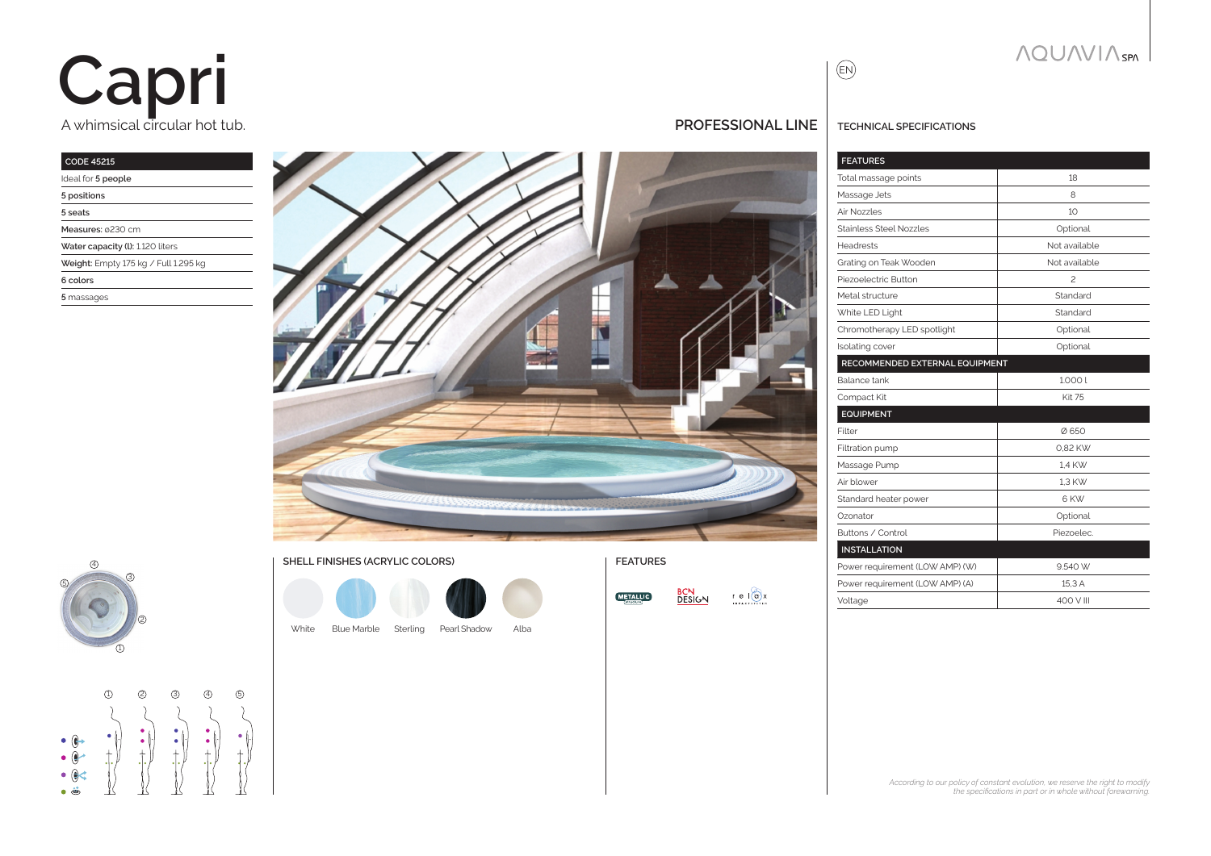# Capri

A whimsical circular hot tub.

## PROFESSIONAL LINE

| CODE 45215 |
|---|
| Ideal for **5 people** |
| **5 positions** |
| **5 seats** |
| **Measures:** ø230 cm |
| **Water capacity (l):** 1.120 liters |
| **Weight:** Empty 175 kg / Full 1.295 kg |
| **6 colors** |
| **5** massages |

### SHELL FINISHES (ACRYLIC COLORS)

White, Blue Marble, Sterling, Pearl Shadow, Alba

### FEATURES

METALLIC structure, BCN DESIGN, relax

(EN)

### TECHNICAL SPECIFICATIONS

| FEATURES | |
|---|---|
| Total massage points | 18 |
| Massage Jets | 8 |
| Air Nozzles | 10 |
| Stainless Steel Nozzles | Optional |
| Headrests | Not available |
| Grating on Teak Wooden | Not available |
| Piezoelectric Button | 2 |
| Metal structure | Standard |
| White LED Light | Standard |
| Chromotherapy LED spotlight | Optional |
| Isolating cover | Optional |
| **RECOMMENDED EXTERNAL EQUIPMENT** | |
| Balance tank | 1.000 l |
| Compact Kit | Kit 75 |
| **EQUIPMENT** | |
| Filter | Ø 650 |
| Filtration pump | 0,82 KW |
| Massage Pump | 1,4 KW |
| Air blower | 1,3 KW |
| Standard heater power | 6 KW |
| Ozonator | Optional |
| Buttons / Control | Piezoelec. |
| **INSTALLATION** | |
| Power requirement (LOW AMP) (W) | 9.540 W |
| Power requirement (LOW AMP) (A) | 15,3 A |
| Voltage | 400 V III |

*According to our policy of constant evolution, we reserve the right to modify the specifications in part or in whole without forewarning.*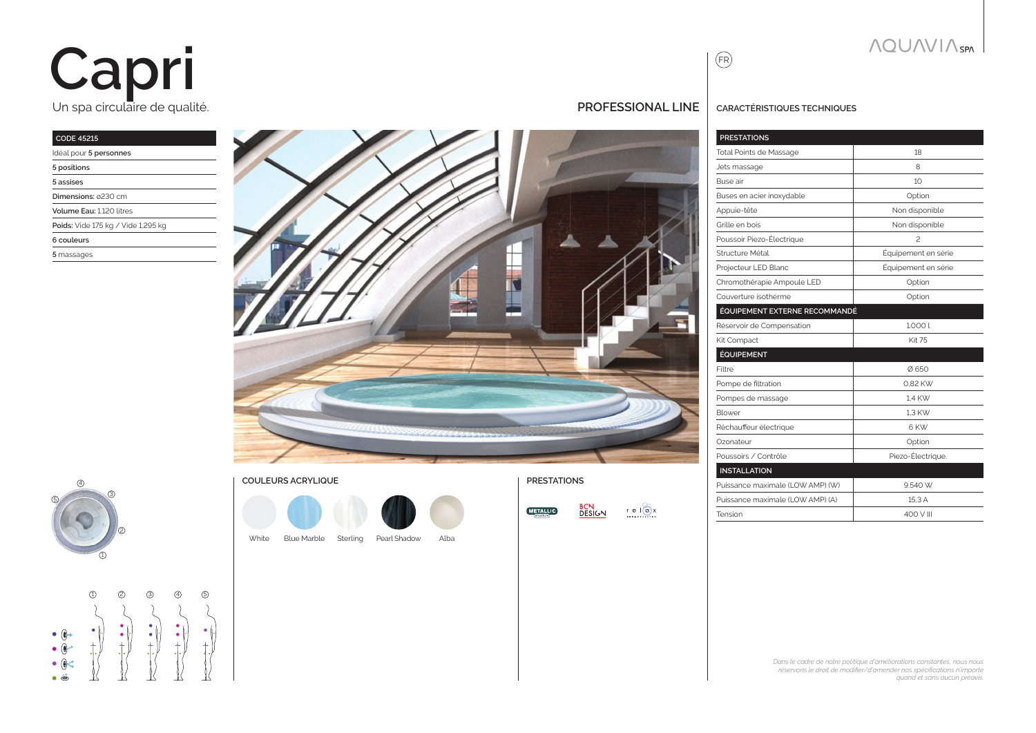# Capri

Un spa circulaire de qualité.

PROFESSIONAL LINE

| CODE 45215 |
|---|
| Idéal pour **5 personnes** |
| **5 positions** |
| **5 assises** |
| **Dimensions:** ⌀230 cm |
| **Volume Eau:** 1.120 litres |
| **Poids:** Vide 175 kg / Vide 1.295 kg |
| **6 couleurs** |
| **5** massages |

## COULEURS ACRYLIQUE

White, Blue Marble, Sterling, Pearl Shadow, Alba

## PRESTATIONS

METALLIC structure, BCN DESIGN, relax

FR

## CARACTÉRISTIQUES TECHNIQUES

| PRESTATIONS | |
|---|---|
| Total Points de Massage | 18 |
| Jets massage | 8 |
| Buse air | 10 |
| Buses en acier inoxydable | Option |
| Appuie-tête | Non disponible |
| Grille en bois | Non disponible |
| Poussoir Piezo-Électrique | 2 |
| Structure Métal | Équipement en série |
| Projecteur LED Blanc | Équipement en série |
| Chromothérapie Ampoule LED | Option |
| Couverture isotherme | Option |
| **ÉQUIPEMENT EXTERNE RECOMMANDÉ** | |
| Réservoir de Compensation | 1.000 l |
| Kit Compact | Kit 75 |
| **ÉQUIPEMENT** | |
| Filtre | Ø 650 |
| Pompe de filtration | 0,82 KW |
| Pompes de massage | 1,4 KW |
| Blower | 1,3 KW |
| Réchauffeur électrique | 6 KW |
| Ozonateur | Option |
| Poussoirs / Contrôle | Piezo-Électrique. |
| **INSTALLATION** | |
| Puissance maximale (LOW AMP) (W) | 9.540 W |
| Puissance maximale (LOW AMP) (A) | 15,3 A |
| Tension | 400 V III |

*Dans le cadre de notre politique d'améliorations constantes, nous nous réservons le droit de modifier/d'amender nos spécifications n'importe quand et sans aucun préavis.*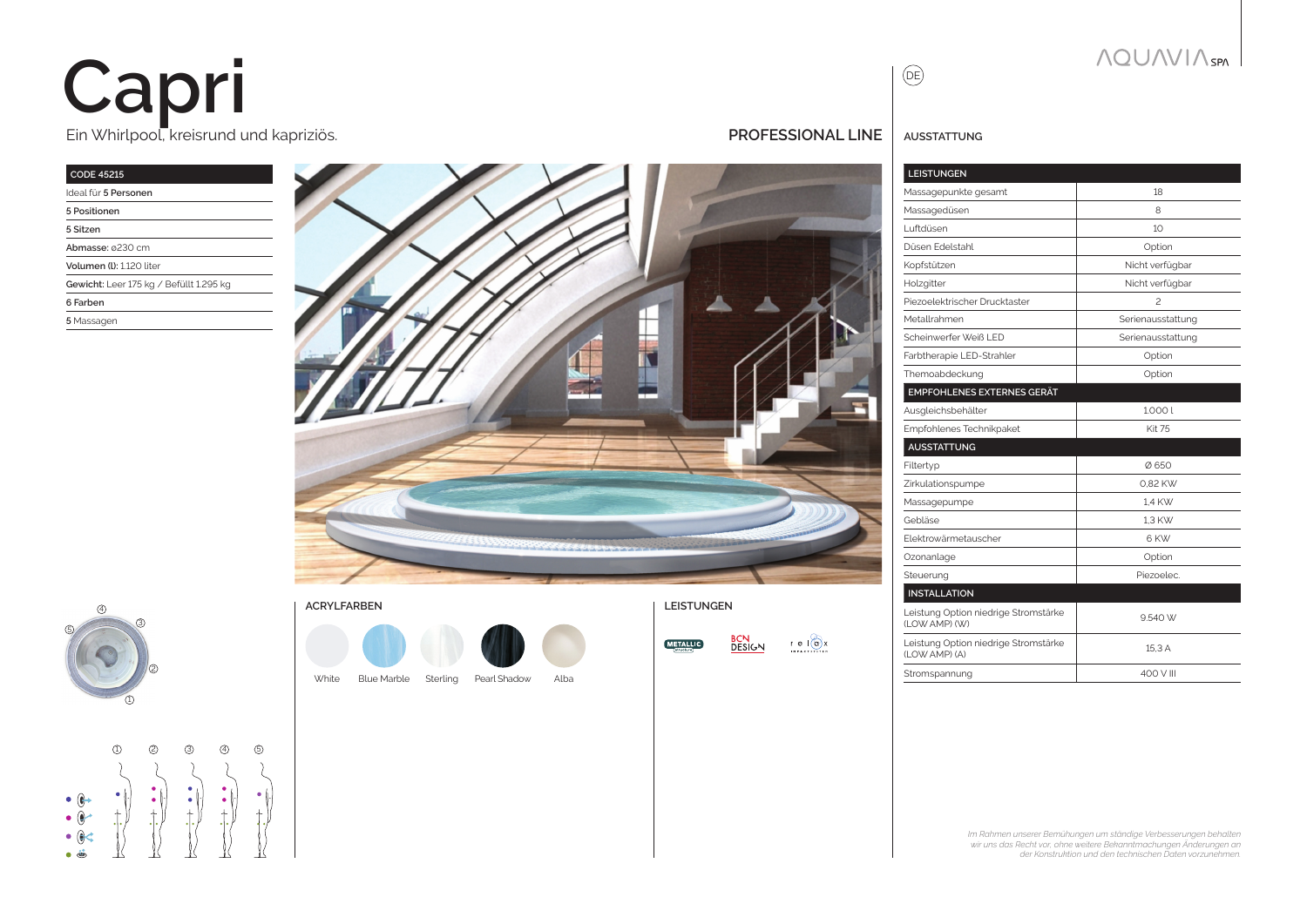# Capri

Ein Whirlpool, kreisrund und kapriziös.

**PROFESSIONAL LINE**

| CODE 45215 |
|---|
| Ideal für **5 Personen** |
| **5 Positionen** |
| **5 Sitzen** |
| **Abmasse:** ø230 cm |
| **Volumen (l):** 1.120 liter |
| **Gewicht:** Leer 175 kg / Befüllt 1.295 kg |
| **6 Farben** |
| **5** Massagen |

## ACRYLFARBEN

White, Blue Marble, Sterling, Pearl Shadow, Alba

## LEISTUNGEN

METALLIC structure, BCN DESIGN, relax

## AUSSTATTUNG

| LEISTUNGEN | |
|---|---|
| Massagepunkte gesamt | 18 |
| Massagedüsen | 8 |
| Luftdüsen | 10 |
| Düsen Edelstahl | Option |
| Kopfstützen | Nicht verfügbar |
| Holzgitter | Nicht verfügbar |
| Piezoelektrischer Drucktaster | 2 |
| Metallrahmen | Serienausstattung |
| Scheinwerfer Weiß LED | Serienausstattung |
| Farbtherapie LED-Strahler | Option |
| Themoabdeckung | Option |
| **EMPFOHLENES EXTERNES GERÄT** | |
| Ausgleichsbehälter | 1.000 l |
| Empfohlenes Technikpaket | Kit 75 |
| **AUSSTATTUNG** | |
| Filtertyp | Ø 650 |
| Zirkulationspumpe | 0,82 KW |
| Massagepumpe | 1,4 KW |
| Gebläse | 1,3 KW |
| Elektrowärmetauscher | 6 KW |
| Ozonanlage | Option |
| Steuerung | Piezoelec. |
| **INSTALLATION** | |
| Leistung Option niedrige Stromstärke (LOW AMP) (W) | 9.540 W |
| Leistung Option niedrige Stromstärke (LOW AMP) (A) | 15,3 A |
| Stromspannung | 400 V III |

*Im Rahmen unserer Bemühungen um ständige Verbesserungen behalten wir uns das Recht vor, ohne weitere Bekanntmachungen Änderungen an der Konstruktion und den technischen Daten vorzunehmen.*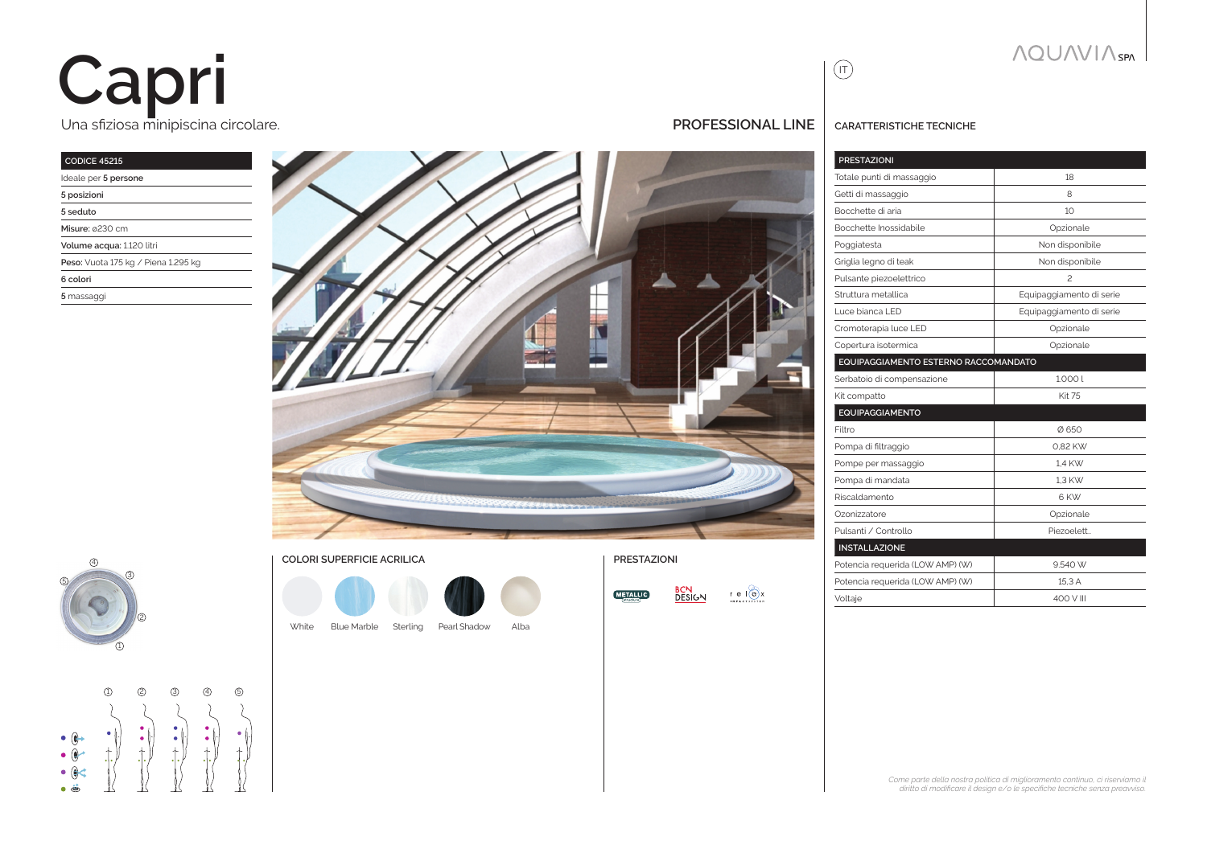# Capri

Una sfiziosa minipiscina circolare.

## PROFESSIONAL LINE

| CODICE 45215 |
|---|
| Ideale per **5 persone** |
| **5 posizioni** |
| **5 seduto** |
| **Misure:** ø230 cm |
| **Volume acqua:** 1.120 litri |
| **Peso:** Vuota 175 kg / Piena 1.295 kg |
| **6 colori** |
| **5** massaggi |

①
②
③
④
⑤

### COLORI SUPERFICIE ACRILICA

White
Blue Marble
Sterling
Pearl Shadow
Alba

### PRESTAZIONI

METALLIC structure
BCN DESIGN
relax

IT

### CARATTERISTICHE TECNICHE

| PRESTAZIONI | |
|---|---|
| Totale punti di massaggio | 18 |
| Getti di massaggio | 8 |
| Bocchette di aria | 10 |
| Bocchette Inossidabile | Opzionale |
| Poggiatesta | Non disponibile |
| Griglia legno di teak | Non disponibile |
| Pulsante piezoelettrico | 2 |
| Struttura metallica | Equipaggiamento di serie |
| Luce bianca LED | Equipaggiamento di serie |
| Cromoterapia luce LED | Opzionale |
| Copertura isotermica | Opzionale |
| **EQUIPAGGIAMENTO ESTERNO RACCOMANDATO** | |
| Serbatoio di compensazione | 1.000 l |
| Kit compatto | Kit 75 |
| **EQUIPAGGIAMENTO** | |
| Filtro | Ø 650 |
| Pompa di filtraggio | 0,82 KW |
| Pompe per massaggio | 1,4 KW |
| Pompa di mandata | 1,3 KW |
| Riscaldamento | 6 KW |
| Ozonizzatore | Opzionale |
| Pulsanti / Controllo | Piezoelett.. |
| **INSTALLAZIONE** | |
| Potencia requerida (LOW AMP) (W) | 9.540 W |
| Potencia requerida (LOW AMP) (W) | 15,3 A |
| Voltaje | 400 V III |

*Come parte della nostra politica di miglioramento continuo, ci riserviamo il diritto di modificare il design e/o le specifiche tecniche senza preavviso.*